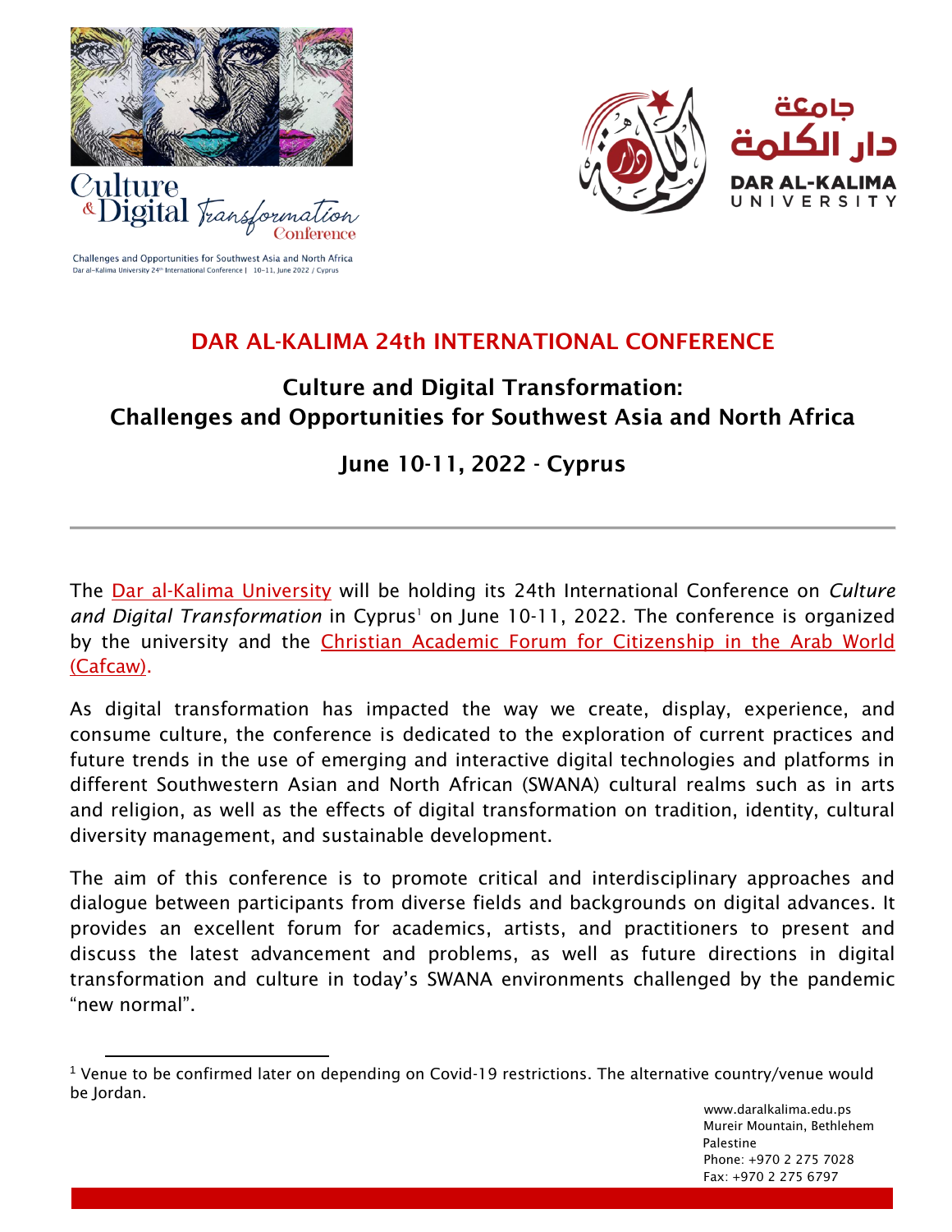Culture & Digital Transformation Conference

Challenges and Opportunities for Southwest Asia and North Africa
Dar al-Kalima University 24th International Conference | 10-11, June 2022 / Cyprus

جامعة دار الكلمة
DAR AL-KALIMA UNIVERSITY

# DAR AL-KALIMA 24th INTERNATIONAL CONFERENCE

## Culture and Digital Transformation: Challenges and Opportunities for Southwest Asia and North Africa

## June 10-11, 2022 - Cyprus

---

The Dar al-Kalima University will be holding its 24th International Conference on *Culture and Digital Transformation* in Cyprus[1] on June 10-11, 2022. The conference is organized by the university and the Christian Academic Forum for Citizenship in the Arab World (Cafcaw).

As digital transformation has impacted the way we create, display, experience, and consume culture, the conference is dedicated to the exploration of current practices and future trends in the use of emerging and interactive digital technologies and platforms in different Southwestern Asian and North African (SWANA) cultural realms such as in arts and religion, as well as the effects of digital transformation on tradition, identity, cultural diversity management, and sustainable development.

The aim of this conference is to promote critical and interdisciplinary approaches and dialogue between participants from diverse fields and backgrounds on digital advances. It provides an excellent forum for academics, artists, and practitioners to present and discuss the latest advancement and problems, as well as future directions in digital transformation and culture in today's SWANA environments challenged by the pandemic "new normal".

---

[1] Venue to be confirmed later on depending on Covid-19 restrictions. The alternative country/venue would be Jordan.

www.daralkalima.edu.ps
Mureir Mountain, Bethlehem
Palestine
Phone: +970 2 275 7028
Fax: +970 2 275 6797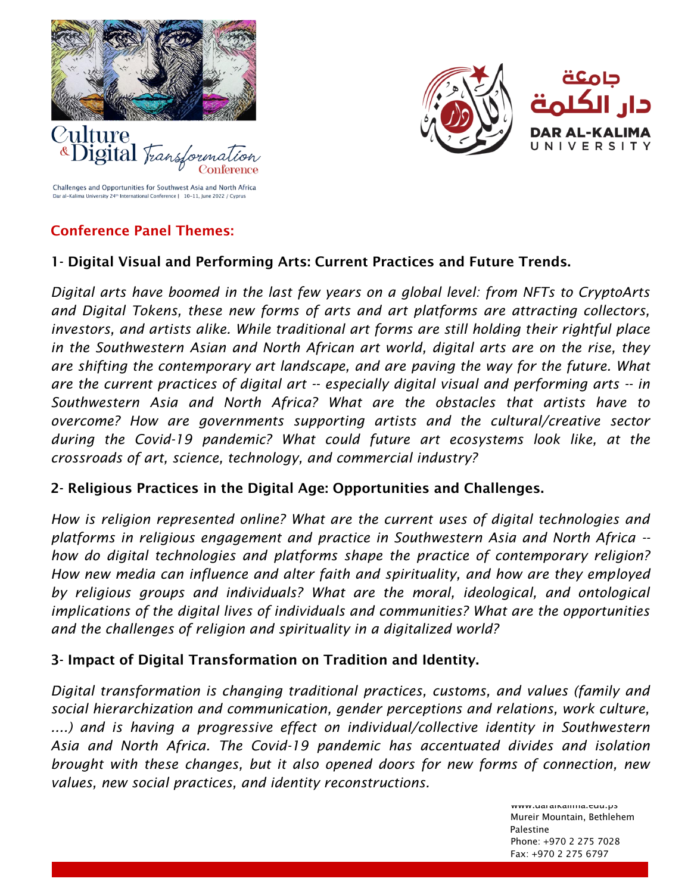## Conference Panel Themes:

### 1- Digital Visual and Performing Arts: Current Practices and Future Trends.

*Digital arts have boomed in the last few years on a global level: from NFTs to CryptoArts and Digital Tokens, these new forms of arts and art platforms are attracting collectors, investors, and artists alike. While traditional art forms are still holding their rightful place in the Southwestern Asian and North African art world, digital arts are on the rise, they are shifting the contemporary art landscape, and are paving the way for the future. What are the current practices of digital art -- especially digital visual and performing arts -- in Southwestern Asia and North Africa? What are the obstacles that artists have to overcome? How are governments supporting artists and the cultural/creative sector during the Covid-19 pandemic? What could future art ecosystems look like, at the crossroads of art, science, technology, and commercial industry?*

### 2- Religious Practices in the Digital Age: Opportunities and Challenges.

*How is religion represented online? What are the current uses of digital technologies and platforms in religious engagement and practice in Southwestern Asia and North Africa -- how do digital technologies and platforms shape the practice of contemporary religion? How new media can influence and alter faith and spirituality, and how are they employed by religious groups and individuals? What are the moral, ideological, and ontological implications of the digital lives of individuals and communities? What are the opportunities and the challenges of religion and spirituality in a digitalized world?*

### 3- Impact of Digital Transformation on Tradition and Identity.

*Digital transformation is changing traditional practices, customs, and values (family and social hierarchization and communication, gender perceptions and relations, work culture, ....) and is having a progressive effect on individual/collective identity in Southwestern Asia and North Africa. The Covid-19 pandemic has accentuated divides and isolation brought with these changes, but it also opened doors for new forms of connection, new values, new social practices, and identity reconstructions.*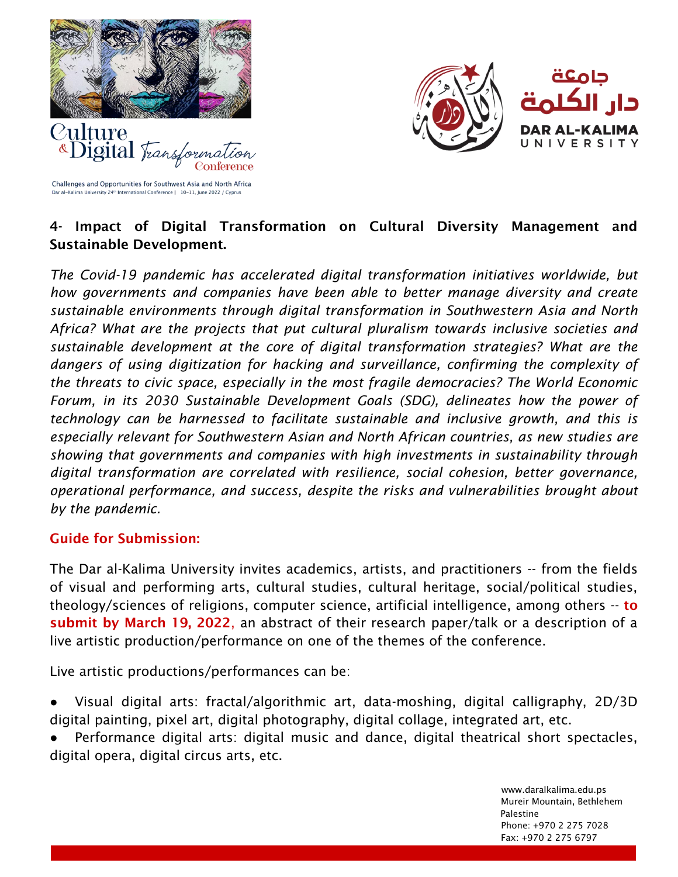**4- Impact of Digital Transformation on Cultural Diversity Management and Sustainable Development.**

*The Covid-19 pandemic has accelerated digital transformation initiatives worldwide, but how governments and companies have been able to better manage diversity and create sustainable environments through digital transformation in Southwestern Asia and North Africa? What are the projects that put cultural pluralism towards inclusive societies and sustainable development at the core of digital transformation strategies? What are the dangers of using digitization for hacking and surveillance, confirming the complexity of the threats to civic space, especially in the most fragile democracies? The World Economic Forum, in its 2030 Sustainable Development Goals (SDG), delineates how the power of technology can be harnessed to facilitate sustainable and inclusive growth, and this is especially relevant for Southwestern Asian and North African countries, as new studies are showing that governments and companies with high investments in sustainability through digital transformation are correlated with resilience, social cohesion, better governance, operational performance, and success, despite the risks and vulnerabilities brought about by the pandemic.*

**Guide for Submission:**

The Dar al-Kalima University invites academics, artists, and practitioners -- from the fields of visual and performing arts, cultural studies, cultural heritage, social/political studies, theology/sciences of religions, computer science, artificial intelligence, among others -- **to submit by March 19, 2022,** an abstract of their research paper/talk or a description of a live artistic production/performance on one of the themes of the conference.

Live artistic productions/performances can be:

- Visual digital arts: fractal/algorithmic art, data-moshing, digital calligraphy, 2D/3D digital painting, pixel art, digital photography, digital collage, integrated art, etc.
- Performance digital arts: digital music and dance, digital theatrical short spectacles, digital opera, digital circus arts, etc.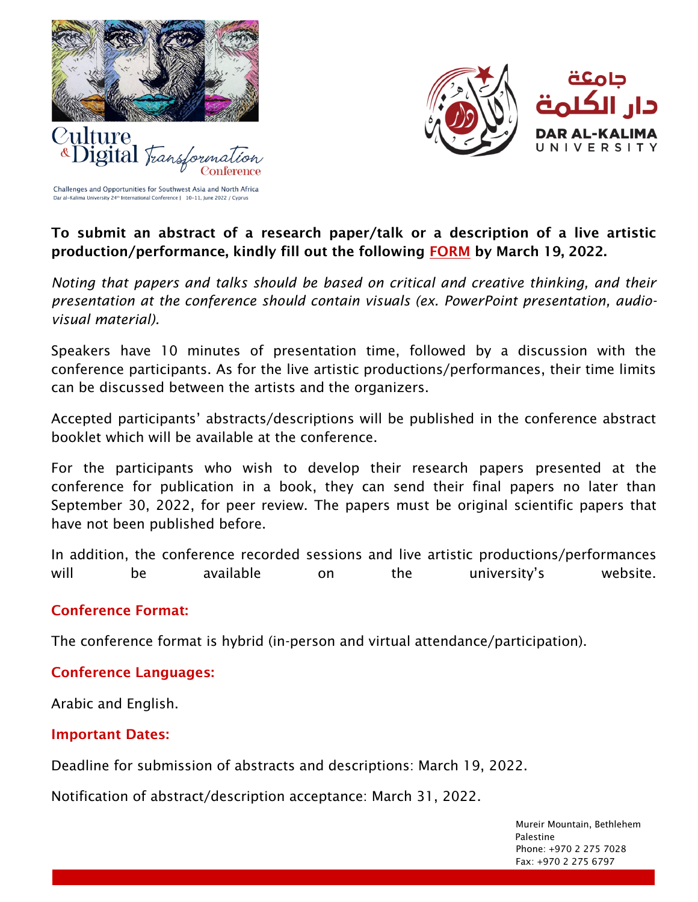**To submit an abstract of a research paper/talk or a description of a live artistic production/performance, kindly fill out the following FORM by March 19, 2022.**

*Noting that papers and talks should be based on critical and creative thinking, and their presentation at the conference should contain visuals (ex. PowerPoint presentation, audio-visual material).*

Speakers have 10 minutes of presentation time, followed by a discussion with the conference participants. As for the live artistic productions/performances, their time limits can be discussed between the artists and the organizers.

Accepted participants' abstracts/descriptions will be published in the conference abstract booklet which will be available at the conference.

For the participants who wish to develop their research papers presented at the conference for publication in a book, they can send their final papers no later than September 30, 2022, for peer review. The papers must be original scientific papers that have not been published before.

In addition, the conference recorded sessions and live artistic productions/performances will be available on the university's website.

## Conference Format:

The conference format is hybrid (in-person and virtual attendance/participation).

## Conference Languages:

Arabic and English.

## Important Dates:

Deadline for submission of abstracts and descriptions: March 19, 2022.

Notification of abstract/description acceptance: March 31, 2022.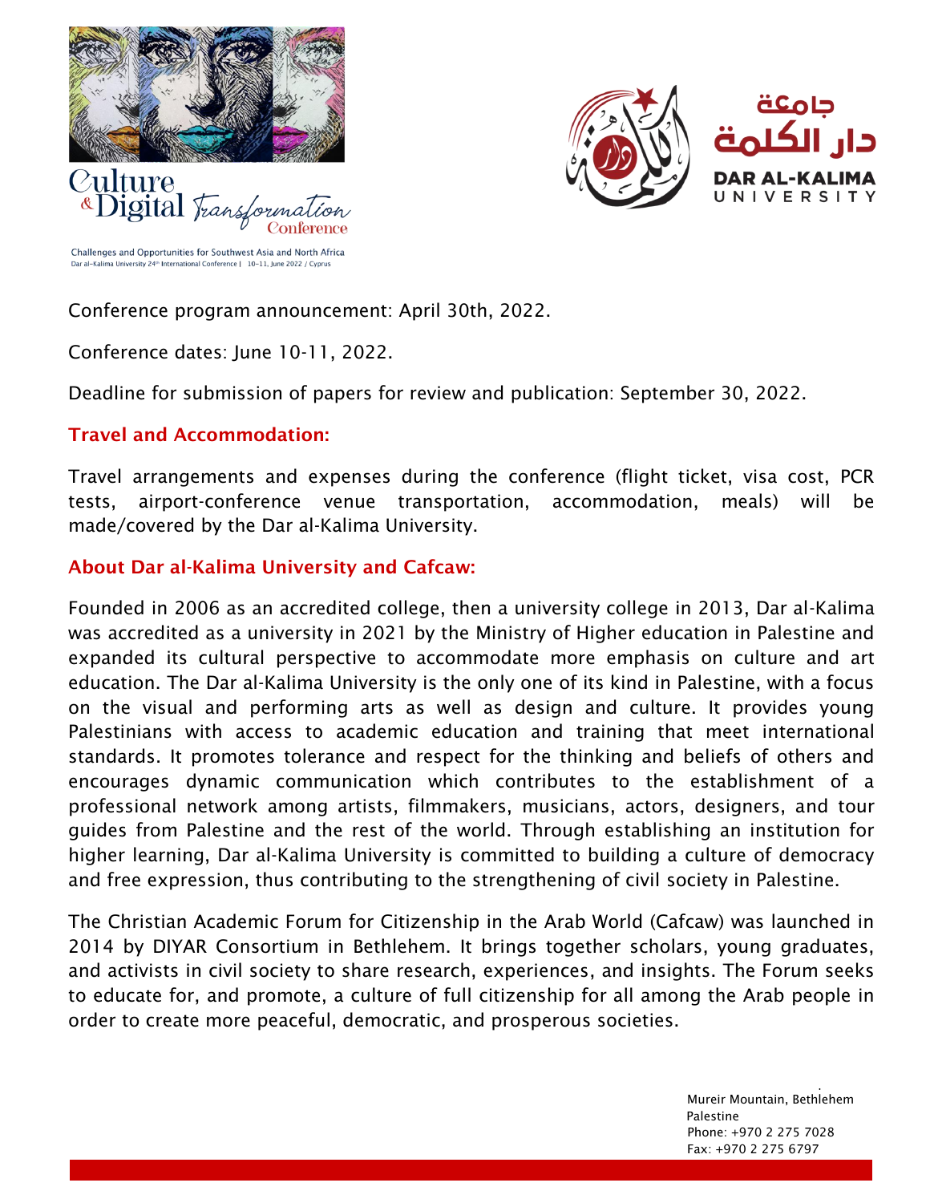Culture & Digital Transformation Conference

Challenges and Opportunities for Southwest Asia and North Africa
Dar al-Kalima University 24th International Conference | 10–11, June 2022 / Cyprus

جامعة دار الكلمة
DAR AL-KALIMA UNIVERSITY

Conference program announcement: April 30th, 2022.

Conference dates: June 10-11, 2022.

Deadline for submission of papers for review and publication: September 30, 2022.

## Travel and Accommodation:

Travel arrangements and expenses during the conference (flight ticket, visa cost, PCR tests, airport-conference venue transportation, accommodation, meals) will be made/covered by the Dar al-Kalima University.

## About Dar al-Kalima University and Cafcaw:

Founded in 2006 as an accredited college, then a university college in 2013, Dar al-Kalima was accredited as a university in 2021 by the Ministry of Higher education in Palestine and expanded its cultural perspective to accommodate more emphasis on culture and art education. The Dar al-Kalima University is the only one of its kind in Palestine, with a focus on the visual and performing arts as well as design and culture. It provides young Palestinians with access to academic education and training that meet international standards. It promotes tolerance and respect for the thinking and beliefs of others and encourages dynamic communication which contributes to the establishment of a professional network among artists, filmmakers, musicians, actors, designers, and tour guides from Palestine and the rest of the world. Through establishing an institution for higher learning, Dar al-Kalima University is committed to building a culture of democracy and free expression, thus contributing to the strengthening of civil society in Palestine.

The Christian Academic Forum for Citizenship in the Arab World (Cafcaw) was launched in 2014 by DIYAR Consortium in Bethlehem. It brings together scholars, young graduates, and activists in civil society to share research, experiences, and insights. The Forum seeks to educate for, and promote, a culture of full citizenship for all among the Arab people in order to create more peaceful, democratic, and prosperous societies.

Mureir Mountain, Bethlehem
Palestine
Phone: +970 2 275 7028
Fax: +970 2 275 6797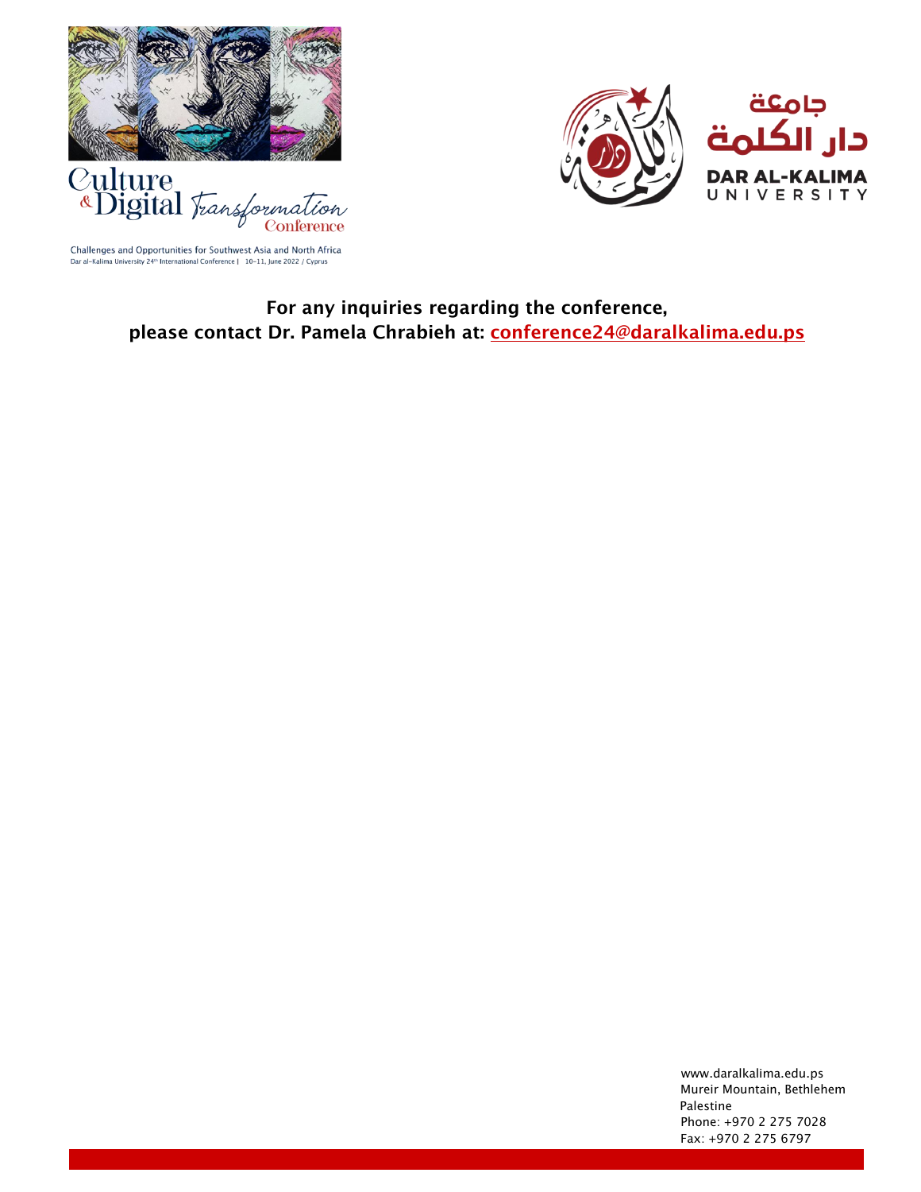**For any inquiries regarding the conference,**
**please contact Dr. Pamela Chrabieh at: conference24@daralkalima.edu.ps**

www.daralkalima.edu.ps
Mureir Mountain, Bethlehem
Palestine
Phone: +970 2 275 7028
Fax: +970 2 275 6797